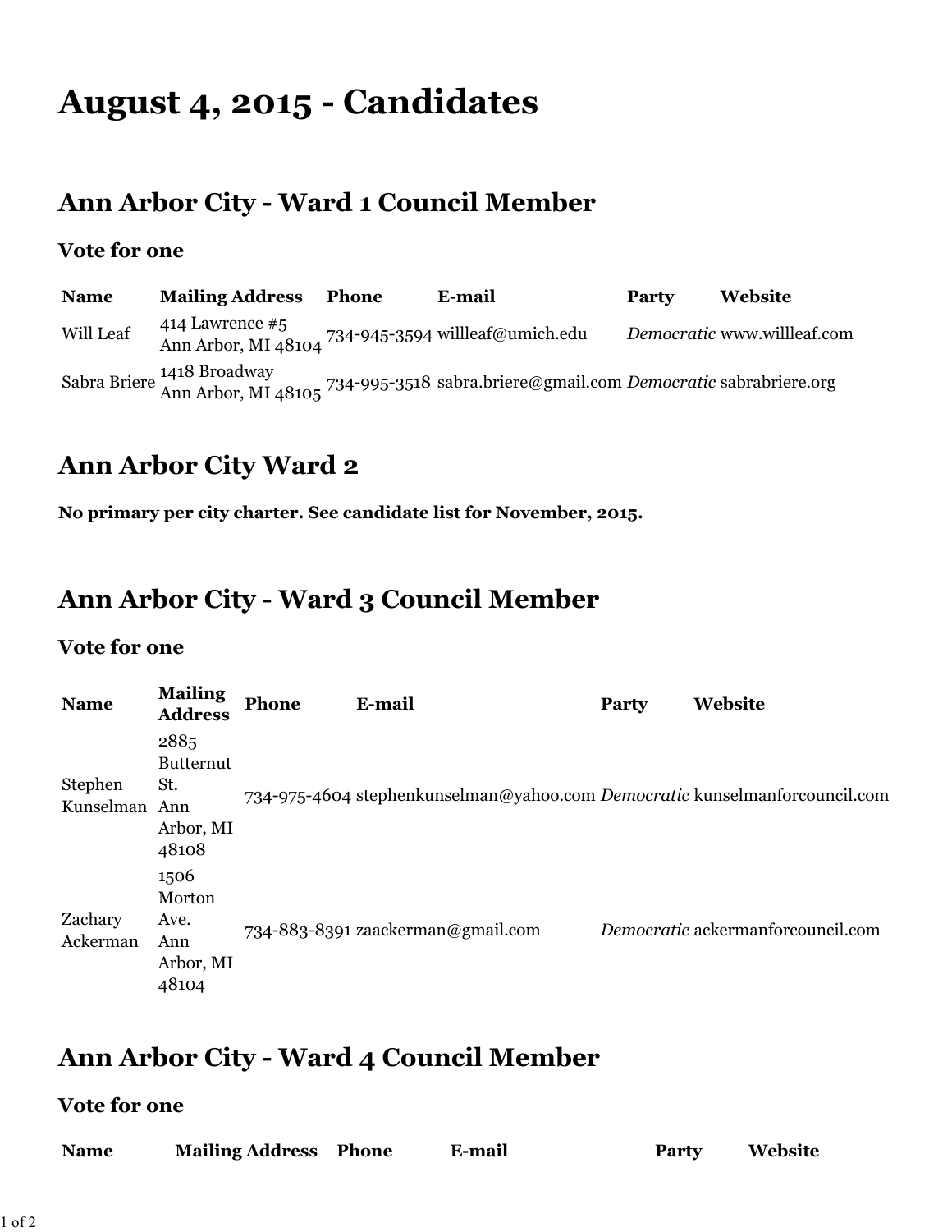# August 4, 2015 - Candidates

## Ann Arbor City - Ward 1 Council Member

### Vote for one

| Name | Mailing Address | Phone | E-mail | Party | Website |
|---|---|---|---|---|---|
| Will Leaf | 414 Lawrence #5 Ann Arbor, MI 48104 | 734-945-3594 | willleaf@umich.edu | *Democratic* | www.willleaf.com |
| Sabra Briere | 1418 Broadway Ann Arbor, MI 48105 | 734-995-3518 | sabra.briere@gmail.com | *Democratic* | sabrabriere.org |

## Ann Arbor City Ward 2

**No primary per city charter. See candidate list for November, 2015.**

## Ann Arbor City - Ward 3 Council Member

### Vote for one

| Name | Mailing Address | Phone | E-mail | Party | Website |
|---|---|---|---|---|---|
| Stephen Kunselman | 2885 Butternut St. Ann Arbor, MI 48108 | 734-975-4604 | stephenkunselman@yahoo.com | *Democratic* | kunselmanforcouncil.com |
| Zachary Ackerman | 1506 Morton Ave. Ann Arbor, MI 48104 | 734-883-8391 | zaackerman@gmail.com | *Democratic* | ackermanforcouncil.com |

## Ann Arbor City - Ward 4 Council Member

### Vote for one

| Name | Mailing Address | Phone | E-mail | Party | Website |
|---|---|---|---|---|---|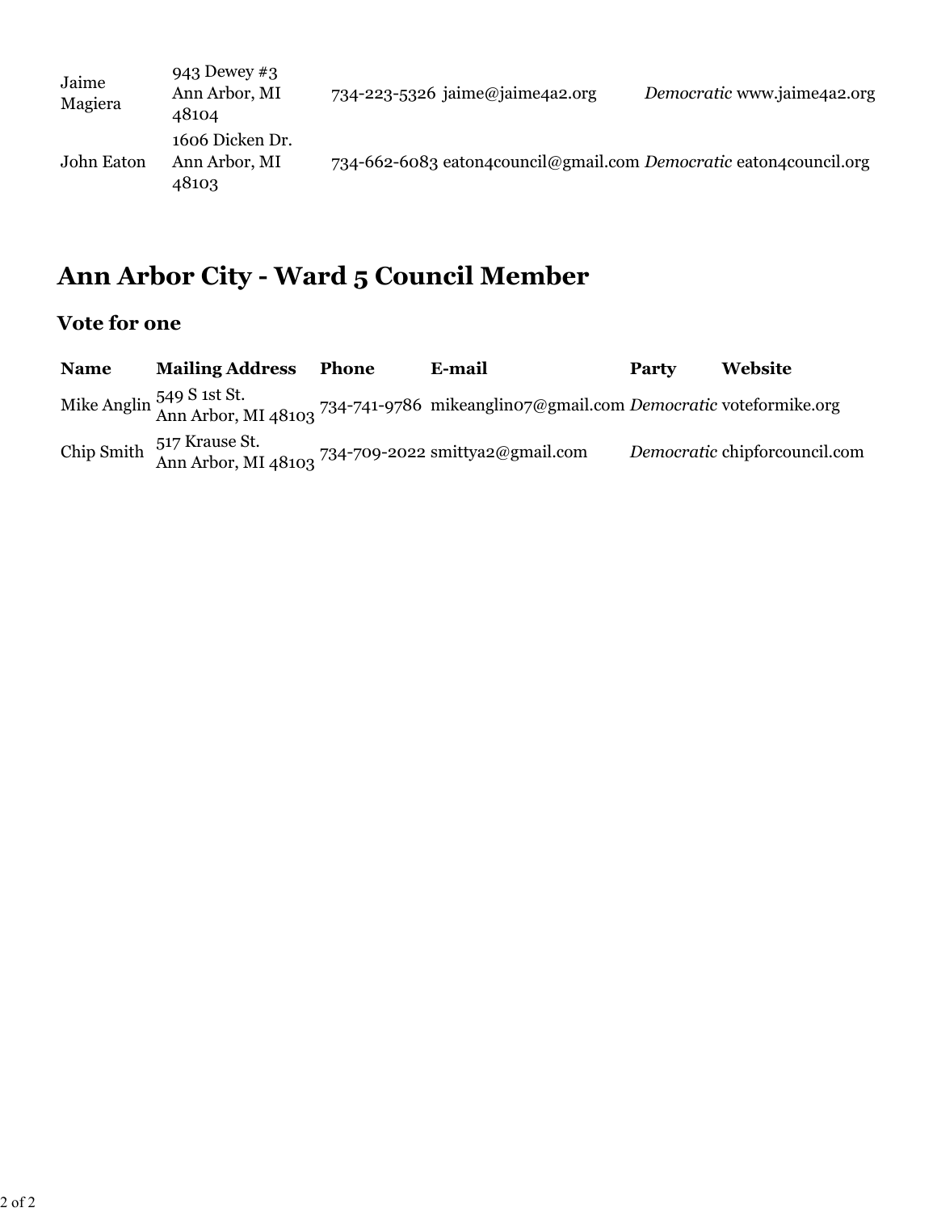| | | | | | |
|---|---|---|---|---|---|
| Jaime Magiera | 943 Dewey #3 Ann Arbor, MI 48104 | 734-223-5326 | jaime@jaime4a2.org | *Democratic* | www.jaime4a2.org |
| John Eaton | 1606 Dicken Dr. Ann Arbor, MI 48103 | 734-662-6083 | eaton4council@gmail.com | *Democratic* | eaton4council.org |

## Ann Arbor City - Ward 5 Council Member

### Vote for one

| Name | Mailing Address | Phone | E-mail | Party | Website |
|---|---|---|---|---|---|
| Mike Anglin | 549 S 1st St. Ann Arbor, MI 48103 | 734-741-9786 | mikeanglin07@gmail.com | *Democratic* | voteformike.org |
| Chip Smith | 517 Krause St. Ann Arbor, MI 48103 | 734-709-2022 | smittya2@gmail.com | *Democratic* | chipforcouncil.com |